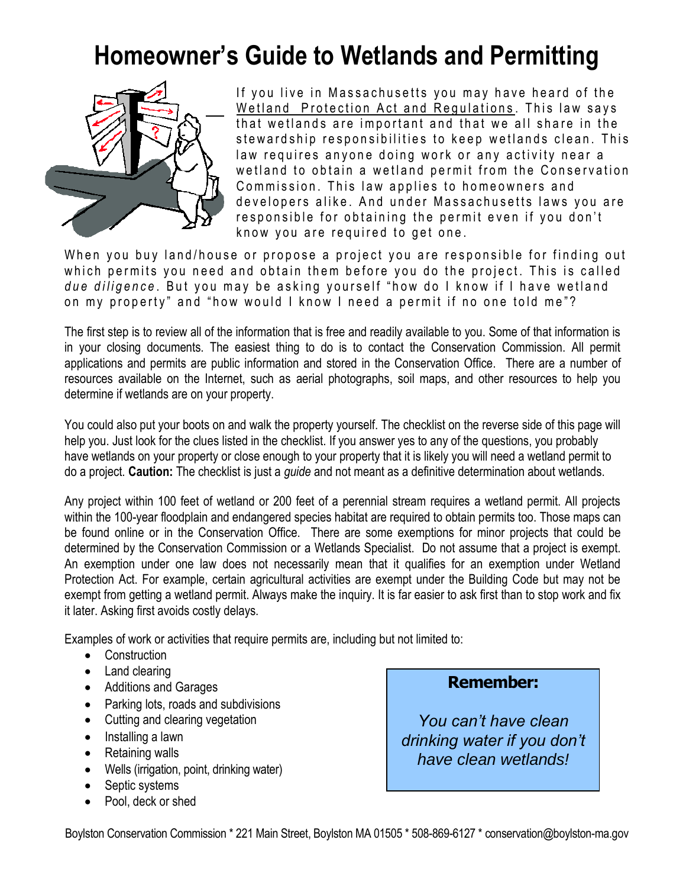# Homeowner's Guide to Wetlands and Permitting

If you live in Massachusetts you may have heard of the Wetland Protection Act and Regulations. This law says that wetlands are important and that we all share in the stewardship responsibilities to keep wetlands clean. This law requires anyone doing work or any activity near a wetland to obtain a wetland permit from the Conservation Commission. This law applies to homeowners and developers alike. And under Massachusetts laws you are responsible for obtaining the permit even if you don't know you are required to get one.

When you buy land/house or propose a project you are responsible for finding out which permits you need and obtain them before you do the project. This is called *due diligence*. But you may be asking yourself "how do I know if I have wetland on my property" and "how would I know I need a permit if no one told me"?

The first step is to review all of the information that is free and readily available to you. Some of that information is in your closing documents. The easiest thing to do is to contact the Conservation Commission. All permit applications and permits are public information and stored in the Conservation Office. There are a number of resources available on the Internet, such as aerial photographs, soil maps, and other resources to help you determine if wetlands are on your property.

You could also put your boots on and walk the property yourself. The checklist on the reverse side of this page will help you. Just look for the clues listed in the checklist. If you answer yes to any of the questions, you probably have wetlands on your property or close enough to your property that it is likely you will need a wetland permit to do a project. **Caution:** The checklist is just a *guide* and not meant as a definitive determination about wetlands.

Any project within 100 feet of wetland or 200 feet of a perennial stream requires a wetland permit. All projects within the 100-year floodplain and endangered species habitat are required to obtain permits too. Those maps can be found online or in the Conservation Office. There are some exemptions for minor projects that could be determined by the Conservation Commission or a Wetlands Specialist. Do not assume that a project is exempt. An exemption under one law does not necessarily mean that it qualifies for an exemption under Wetland Protection Act. For example, certain agricultural activities are exempt under the Building Code but may not be exempt from getting a wetland permit. Always make the inquiry. It is far easier to ask first than to stop work and fix it later. Asking first avoids costly delays.

Examples of work or activities that require permits are, including but not limited to:

- Construction
- Land clearing
- Additions and Garages
- Parking lots, roads and subdivisions
- Cutting and clearing vegetation
- Installing a lawn
- Retaining walls
- Wells (irrigation, point, drinking water)
- Septic systems
- Pool, deck or shed

**Remember:**

*You can't have clean drinking water if you don't have clean wetlands!*

Boylston Conservation Commission * 221 Main Street, Boylston MA 01505 * 508-869-6127 * conservation@boylston-ma.gov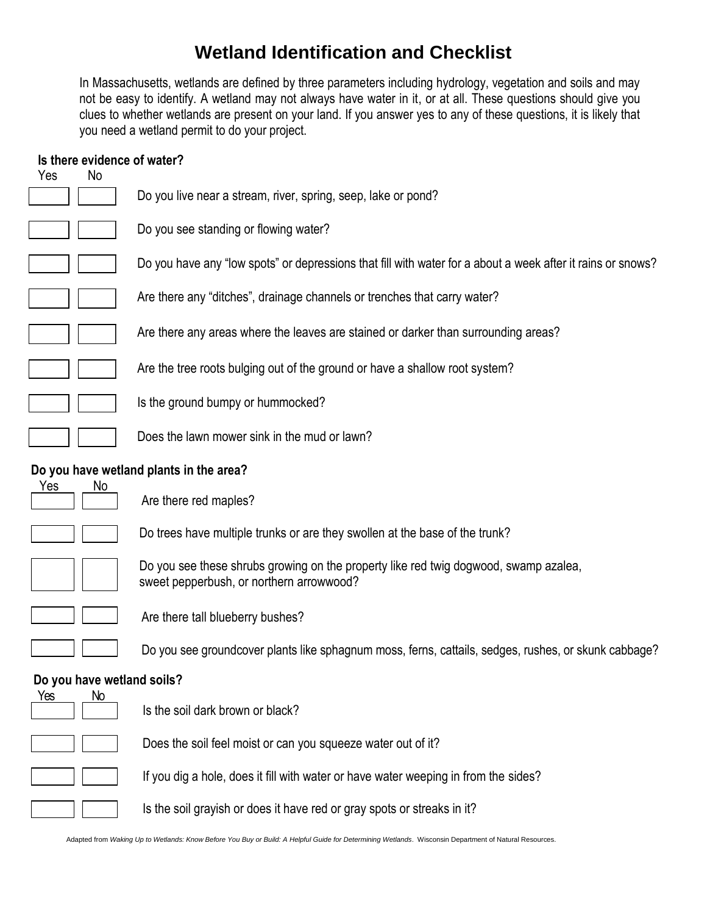# Wetland Identification and Checklist

In Massachusetts, wetlands are defined by three parameters including hydrology, vegetation and soils and may not be easy to identify. A wetland may not always have water in it, or at all. These questions should give you clues to whether wetlands are present on your land. If you answer yes to any of these questions, it is likely that you need a wetland permit to do your project.

**Is there evidence of water?**

| Yes | No | |
|---|---|---|
| | | Do you live near a stream, river, spring, seep, lake or pond? |
| | | Do you see standing or flowing water? |
| | | Do you have any "low spots" or depressions that fill with water for a about a week after it rains or snows? |
| | | Are there any "ditches", drainage channels or trenches that carry water? |
| | | Are there any areas where the leaves are stained or darker than surrounding areas? |
| | | Are the tree roots bulging out of the ground or have a shallow root system? |
| | | Is the ground bumpy or hummocked? |
| | | Does the lawn mower sink in the mud or lawn? |

**Do you have wetland plants in the area?**

| Yes | No | |
|---|---|---|
| | | Are there red maples? |
| | | Do trees have multiple trunks or are they swollen at the base of the trunk? |
| | | Do you see these shrubs growing on the property like red twig dogwood, swamp azalea, sweet pepperbush, or northern arrowwood? |
| | | Are there tall blueberry bushes? |
| | | Do you see groundcover plants like sphagnum moss, ferns, cattails, sedges, rushes, or skunk cabbage? |

**Do you have wetland soils?**

| Yes | No | |
|---|---|---|
| | | Is the soil dark brown or black? |
| | | Does the soil feel moist or can you squeeze water out of it? |
| | | If you dig a hole, does it fill with water or have water weeping in from the sides? |
| | | Is the soil grayish or does it have red or gray spots or streaks in it? |

Adapted from *Waking Up to Wetlands: Know Before You Buy or Build: A Helpful Guide for Determining Wetlands*. Wisconsin Department of Natural Resources.